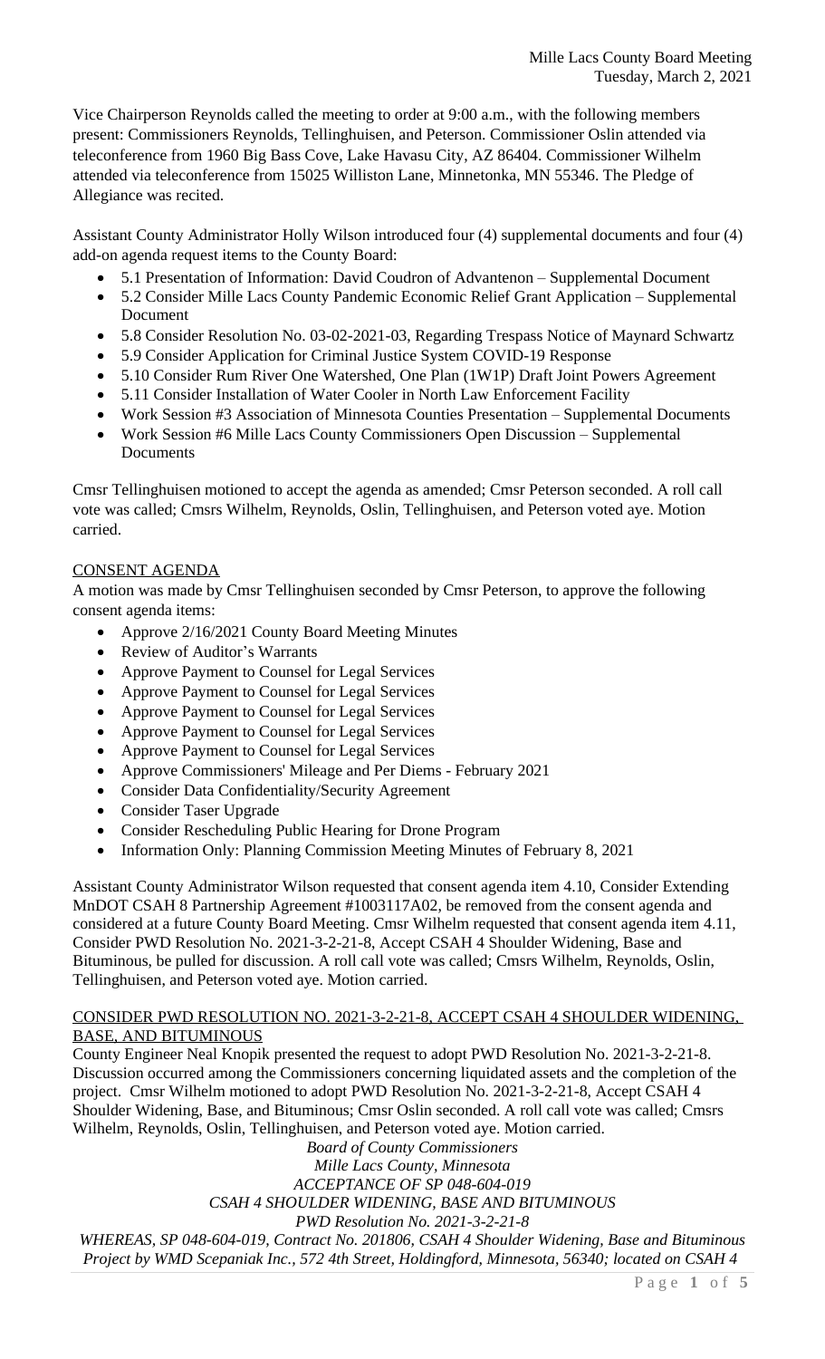Vice Chairperson Reynolds called the meeting to order at 9:00 a.m., with the following members present: Commissioners Reynolds, Tellinghuisen, and Peterson. Commissioner Oslin attended via teleconference from 1960 Big Bass Cove, Lake Havasu City, AZ 86404. Commissioner Wilhelm attended via teleconference from 15025 Williston Lane, Minnetonka, MN 55346. The Pledge of Allegiance was recited.

Assistant County Administrator Holly Wilson introduced four (4) supplemental documents and four (4) add-on agenda request items to the County Board:

- 5.1 Presentation of Information: David Coudron of Advantenon – Supplemental Document
- 5.2 Consider Mille Lacs County Pandemic Economic Relief Grant Application – Supplemental Document
- 5.8 Consider Resolution No. 03-02-2021-03, Regarding Trespass Notice of Maynard Schwartz
- 5.9 Consider Application for Criminal Justice System COVID-19 Response
- 5.10 Consider Rum River One Watershed, One Plan (1W1P) Draft Joint Powers Agreement
- 5.11 Consider Installation of Water Cooler in North Law Enforcement Facility
- Work Session #3 Association of Minnesota Counties Presentation – Supplemental Documents
- Work Session #6 Mille Lacs County Commissioners Open Discussion – Supplemental Documents

Cmsr Tellinghuisen motioned to accept the agenda as amended; Cmsr Peterson seconded. A roll call vote was called; Cmsrs Wilhelm, Reynolds, Oslin, Tellinghuisen, and Peterson voted aye. Motion carried.

## CONSENT AGENDA

A motion was made by Cmsr Tellinghuisen seconded by Cmsr Peterson, to approve the following consent agenda items:

- Approve 2/16/2021 County Board Meeting Minutes
- Review of Auditor's Warrants
- Approve Payment to Counsel for Legal Services
- Approve Payment to Counsel for Legal Services
- Approve Payment to Counsel for Legal Services
- Approve Payment to Counsel for Legal Services
- Approve Payment to Counsel for Legal Services
- Approve Commissioners' Mileage and Per Diems - February 2021
- Consider Data Confidentiality/Security Agreement
- Consider Taser Upgrade
- Consider Rescheduling Public Hearing for Drone Program
- Information Only: Planning Commission Meeting Minutes of February 8, 2021

Assistant County Administrator Wilson requested that consent agenda item 4.10, Consider Extending MnDOT CSAH 8 Partnership Agreement #1003117A02, be removed from the consent agenda and considered at a future County Board Meeting. Cmsr Wilhelm requested that consent agenda item 4.11, Consider PWD Resolution No. 2021-3-2-21-8, Accept CSAH 4 Shoulder Widening, Base and Bituminous, be pulled for discussion. A roll call vote was called; Cmsrs Wilhelm, Reynolds, Oslin, Tellinghuisen, and Peterson voted aye. Motion carried.

## CONSIDER PWD RESOLUTION NO. 2021-3-2-21-8, ACCEPT CSAH 4 SHOULDER WIDENING, BASE, AND BITUMINOUS

County Engineer Neal Knopik presented the request to adopt PWD Resolution No. 2021-3-2-21-8. Discussion occurred among the Commissioners concerning liquidated assets and the completion of the project. Cmsr Wilhelm motioned to adopt PWD Resolution No. 2021-3-2-21-8, Accept CSAH 4 Shoulder Widening, Base, and Bituminous; Cmsr Oslin seconded. A roll call vote was called; Cmsrs Wilhelm, Reynolds, Oslin, Tellinghuisen, and Peterson voted aye. Motion carried.

*Board of County Commissioners*
*Mille Lacs County, Minnesota*
*ACCEPTANCE OF SP 048-604-019*
*CSAH 4 SHOULDER WIDENING, BASE AND BITUMINOUS*
*PWD Resolution No. 2021-3-2-21-8*

*WHEREAS, SP 048-604-019, Contract No. 201806, CSAH 4 Shoulder Widening, Base and Bituminous Project by WMD Scepaniak Inc., 572 4th Street, Holdingford, Minnesota, 56340; located on CSAH 4*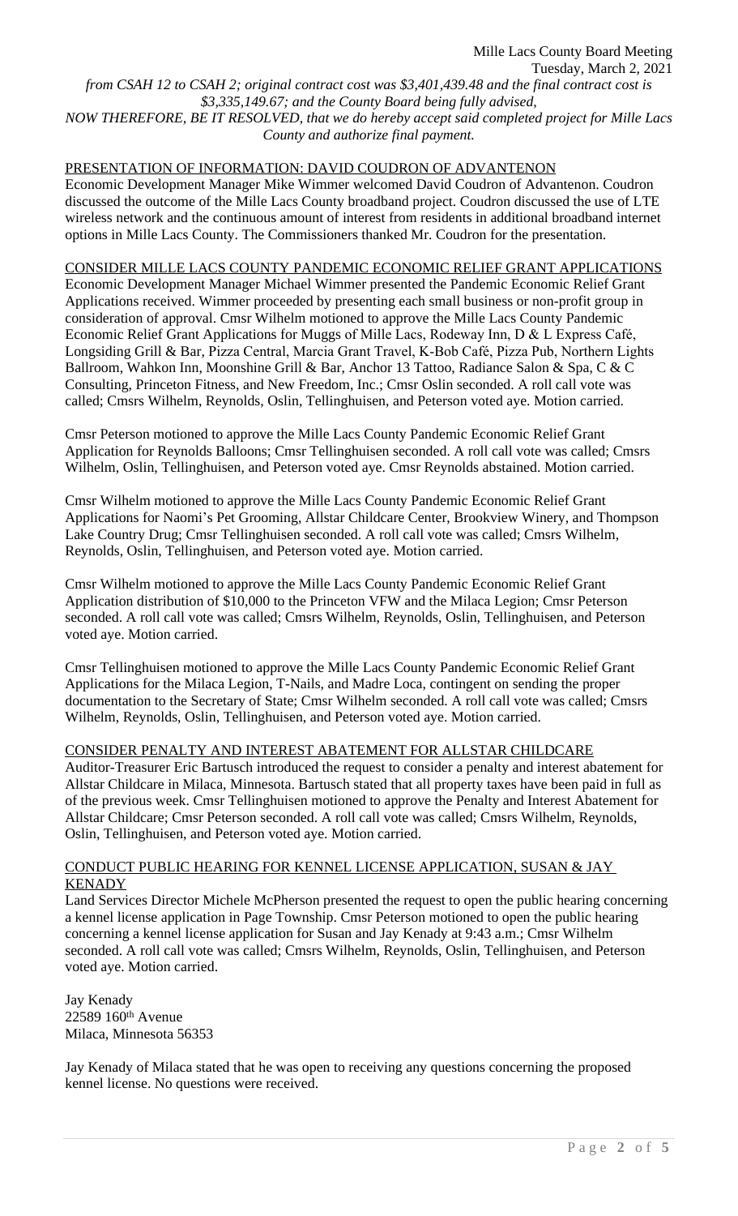*from CSAH 12 to CSAH 2; original contract cost was $3,401,439.48 and the final contract cost is $3,335,149.67; and the County Board being fully advised,*

*NOW THEREFORE, BE IT RESOLVED, that we do hereby accept said completed project for Mille Lacs County and authorize final payment.*

PRESENTATION OF INFORMATION: DAVID COUDRON OF ADVANTENON

Economic Development Manager Mike Wimmer welcomed David Coudron of Advantenon. Coudron discussed the outcome of the Mille Lacs County broadband project. Coudron discussed the use of LTE wireless network and the continuous amount of interest from residents in additional broadband internet options in Mille Lacs County. The Commissioners thanked Mr. Coudron for the presentation.

CONSIDER MILLE LACS COUNTY PANDEMIC ECONOMIC RELIEF GRANT APPLICATIONS

Economic Development Manager Michael Wimmer presented the Pandemic Economic Relief Grant Applications received. Wimmer proceeded by presenting each small business or non-profit group in consideration of approval. Cmsr Wilhelm motioned to approve the Mille Lacs County Pandemic Economic Relief Grant Applications for Muggs of Mille Lacs, Rodeway Inn, D & L Express Café, Longsiding Grill & Bar, Pizza Central, Marcia Grant Travel, K-Bob Café, Pizza Pub, Northern Lights Ballroom, Wahkon Inn, Moonshine Grill & Bar, Anchor 13 Tattoo, Radiance Salon & Spa, C & C Consulting, Princeton Fitness, and New Freedom, Inc.; Cmsr Oslin seconded. A roll call vote was called; Cmsrs Wilhelm, Reynolds, Oslin, Tellinghuisen, and Peterson voted aye. Motion carried.

Cmsr Peterson motioned to approve the Mille Lacs County Pandemic Economic Relief Grant Application for Reynolds Balloons; Cmsr Tellinghuisen seconded. A roll call vote was called; Cmsrs Wilhelm, Oslin, Tellinghuisen, and Peterson voted aye. Cmsr Reynolds abstained. Motion carried.

Cmsr Wilhelm motioned to approve the Mille Lacs County Pandemic Economic Relief Grant Applications for Naomi's Pet Grooming, Allstar Childcare Center, Brookview Winery, and Thompson Lake Country Drug; Cmsr Tellinghuisen seconded. A roll call vote was called; Cmsrs Wilhelm, Reynolds, Oslin, Tellinghuisen, and Peterson voted aye. Motion carried.

Cmsr Wilhelm motioned to approve the Mille Lacs County Pandemic Economic Relief Grant Application distribution of $10,000 to the Princeton VFW and the Milaca Legion; Cmsr Peterson seconded. A roll call vote was called; Cmsrs Wilhelm, Reynolds, Oslin, Tellinghuisen, and Peterson voted aye. Motion carried.

Cmsr Tellinghuisen motioned to approve the Mille Lacs County Pandemic Economic Relief Grant Applications for the Milaca Legion, T-Nails, and Madre Loca, contingent on sending the proper documentation to the Secretary of State; Cmsr Wilhelm seconded. A roll call vote was called; Cmsrs Wilhelm, Reynolds, Oslin, Tellinghuisen, and Peterson voted aye. Motion carried.

CONSIDER PENALTY AND INTEREST ABATEMENT FOR ALLSTAR CHILDCARE

Auditor-Treasurer Eric Bartusch introduced the request to consider a penalty and interest abatement for Allstar Childcare in Milaca, Minnesota. Bartusch stated that all property taxes have been paid in full as of the previous week. Cmsr Tellinghuisen motioned to approve the Penalty and Interest Abatement for Allstar Childcare; Cmsr Peterson seconded. A roll call vote was called; Cmsrs Wilhelm, Reynolds, Oslin, Tellinghuisen, and Peterson voted aye. Motion carried.

CONDUCT PUBLIC HEARING FOR KENNEL LICENSE APPLICATION, SUSAN & JAY KENADY

Land Services Director Michele McPherson presented the request to open the public hearing concerning a kennel license application in Page Township. Cmsr Peterson motioned to open the public hearing concerning a kennel license application for Susan and Jay Kenady at 9:43 a.m.; Cmsr Wilhelm seconded. A roll call vote was called; Cmsrs Wilhelm, Reynolds, Oslin, Tellinghuisen, and Peterson voted aye. Motion carried.

Jay Kenady
22589 160th Avenue
Milaca, Minnesota 56353

Jay Kenady of Milaca stated that he was open to receiving any questions concerning the proposed kennel license. No questions were received.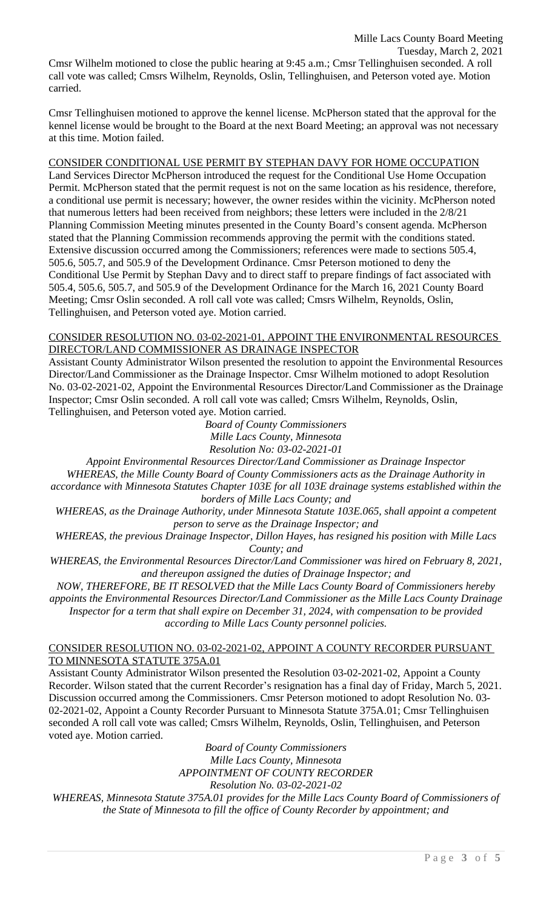Cmsr Wilhelm motioned to close the public hearing at 9:45 a.m.; Cmsr Tellinghuisen seconded. A roll call vote was called; Cmsrs Wilhelm, Reynolds, Oslin, Tellinghuisen, and Peterson voted aye. Motion carried.

Cmsr Tellinghuisen motioned to approve the kennel license. McPherson stated that the approval for the kennel license would be brought to the Board at the next Board Meeting; an approval was not necessary at this time. Motion failed.

CONSIDER CONDITIONAL USE PERMIT BY STEPHAN DAVY FOR HOME OCCUPATION

Land Services Director McPherson introduced the request for the Conditional Use Home Occupation Permit. McPherson stated that the permit request is not on the same location as his residence, therefore, a conditional use permit is necessary; however, the owner resides within the vicinity. McPherson noted that numerous letters had been received from neighbors; these letters were included in the 2/8/21 Planning Commission Meeting minutes presented in the County Board's consent agenda. McPherson stated that the Planning Commission recommends approving the permit with the conditions stated. Extensive discussion occurred among the Commissioners; references were made to sections 505.4, 505.6, 505.7, and 505.9 of the Development Ordinance. Cmsr Peterson motioned to deny the Conditional Use Permit by Stephan Davy and to direct staff to prepare findings of fact associated with 505.4, 505.6, 505.7, and 505.9 of the Development Ordinance for the March 16, 2021 County Board Meeting; Cmsr Oslin seconded. A roll call vote was called; Cmsrs Wilhelm, Reynolds, Oslin, Tellinghuisen, and Peterson voted aye. Motion carried.

CONSIDER RESOLUTION NO. 03-02-2021-01, APPOINT THE ENVIRONMENTAL RESOURCES DIRECTOR/LAND COMMISSIONER AS DRAINAGE INSPECTOR

Assistant County Administrator Wilson presented the resolution to appoint the Environmental Resources Director/Land Commissioner as the Drainage Inspector. Cmsr Wilhelm motioned to adopt Resolution No. 03-02-2021-02, Appoint the Environmental Resources Director/Land Commissioner as the Drainage Inspector; Cmsr Oslin seconded. A roll call vote was called; Cmsrs Wilhelm, Reynolds, Oslin, Tellinghuisen, and Peterson voted aye. Motion carried.

*Board of County Commissioners*
*Mille Lacs County, Minnesota*
*Resolution No: 03-02-2021-01*

*Appoint Environmental Resources Director/Land Commissioner as Drainage Inspector*

*WHEREAS, the Mille County Board of County Commissioners acts as the Drainage Authority in accordance with Minnesota Statutes Chapter 103E for all 103E drainage systems established within the borders of Mille Lacs County; and*

*WHEREAS, as the Drainage Authority, under Minnesota Statute 103E.065, shall appoint a competent person to serve as the Drainage Inspector; and*

*WHEREAS, the previous Drainage Inspector, Dillon Hayes, has resigned his position with Mille Lacs County; and*

*WHEREAS, the Environmental Resources Director/Land Commissioner was hired on February 8, 2021, and thereupon assigned the duties of Drainage Inspector; and*

*NOW, THEREFORE, BE IT RESOLVED that the Mille Lacs County Board of Commissioners hereby appoints the Environmental Resources Director/Land Commissioner as the Mille Lacs County Drainage Inspector for a term that shall expire on December 31, 2024, with compensation to be provided according to Mille Lacs County personnel policies.*

CONSIDER RESOLUTION NO. 03-02-2021-02, APPOINT A COUNTY RECORDER PURSUANT TO MINNESOTA STATUTE 375A.01

Assistant County Administrator Wilson presented the Resolution 03-02-2021-02, Appoint a County Recorder. Wilson stated that the current Recorder's resignation has a final day of Friday, March 5, 2021. Discussion occurred among the Commissioners. Cmsr Peterson motioned to adopt Resolution No. 03-02-2021-02, Appoint a County Recorder Pursuant to Minnesota Statute 375A.01; Cmsr Tellinghuisen seconded A roll call vote was called; Cmsrs Wilhelm, Reynolds, Oslin, Tellinghuisen, and Peterson voted aye. Motion carried.

*Board of County Commissioners*
*Mille Lacs County, Minnesota*
*APPOINTMENT OF COUNTY RECORDER*
*Resolution No. 03-02-2021-02*

*WHEREAS, Minnesota Statute 375A.01 provides for the Mille Lacs County Board of Commissioners of the State of Minnesota to fill the office of County Recorder by appointment; and*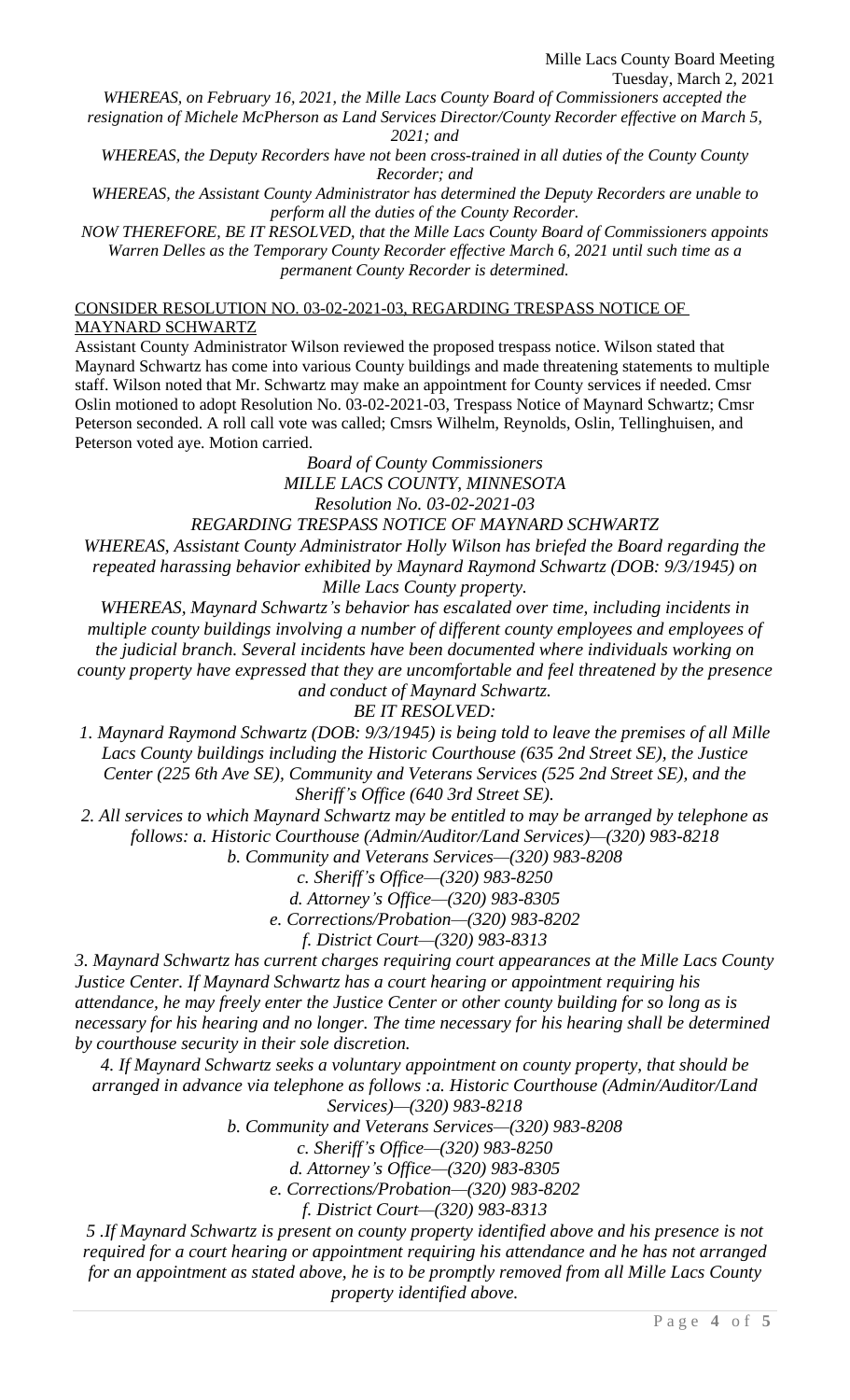*WHEREAS, on February 16, 2021, the Mille Lacs County Board of Commissioners accepted the resignation of Michele McPherson as Land Services Director/County Recorder effective on March 5, 2021; and*

*WHEREAS, the Deputy Recorders have not been cross-trained in all duties of the County County Recorder; and*

*WHEREAS, the Assistant County Administrator has determined the Deputy Recorders are unable to perform all the duties of the County Recorder.*

*NOW THEREFORE, BE IT RESOLVED, that the Mille Lacs County Board of Commissioners appoints Warren Delles as the Temporary County Recorder effective March 6, 2021 until such time as a permanent County Recorder is determined.*

CONSIDER RESOLUTION NO. 03-02-2021-03, REGARDING TRESPASS NOTICE OF MAYNARD SCHWARTZ

Assistant County Administrator Wilson reviewed the proposed trespass notice. Wilson stated that Maynard Schwartz has come into various County buildings and made threatening statements to multiple staff. Wilson noted that Mr. Schwartz may make an appointment for County services if needed. Cmsr Oslin motioned to adopt Resolution No. 03-02-2021-03, Trespass Notice of Maynard Schwartz; Cmsr Peterson seconded. A roll call vote was called; Cmsrs Wilhelm, Reynolds, Oslin, Tellinghuisen, and Peterson voted aye. Motion carried.

*Board of County Commissioners*
*MILLE LACS COUNTY, MINNESOTA*
*Resolution No. 03-02-2021-03*
*REGARDING TRESPASS NOTICE OF MAYNARD SCHWARTZ*

*WHEREAS, Assistant County Administrator Holly Wilson has briefed the Board regarding the repeated harassing behavior exhibited by Maynard Raymond Schwartz (DOB: 9/3/1945) on Mille Lacs County property.*

*WHEREAS, Maynard Schwartz's behavior has escalated over time, including incidents in multiple county buildings involving a number of different county employees and employees of the judicial branch. Several incidents have been documented where individuals working on county property have expressed that they are uncomfortable and feel threatened by the presence and conduct of Maynard Schwartz.*

*BE IT RESOLVED:*

*1. Maynard Raymond Schwartz (DOB: 9/3/1945) is being told to leave the premises of all Mille Lacs County buildings including the Historic Courthouse (635 2nd Street SE), the Justice Center (225 6th Ave SE), Community and Veterans Services (525 2nd Street SE), and the Sheriff's Office (640 3rd Street SE).*

*2. All services to which Maynard Schwartz may be entitled to may be arranged by telephone as follows: a. Historic Courthouse (Admin/Auditor/Land Services)—(320) 983-8218*
*b. Community and Veterans Services—(320) 983-8208*
*c. Sheriff's Office—(320) 983-8250*
*d. Attorney's Office—(320) 983-8305*
*e. Corrections/Probation—(320) 983-8202*
*f. District Court—(320) 983-8313*

*3. Maynard Schwartz has current charges requiring court appearances at the Mille Lacs County Justice Center. If Maynard Schwartz has a court hearing or appointment requiring his attendance, he may freely enter the Justice Center or other county building for so long as is necessary for his hearing and no longer. The time necessary for his hearing shall be determined by courthouse security in their sole discretion.*

*4. If Maynard Schwartz seeks a voluntary appointment on county property, that should be arranged in advance via telephone as follows :a. Historic Courthouse (Admin/Auditor/Land Services)—(320) 983-8218*
*b. Community and Veterans Services—(320) 983-8208*
*c. Sheriff's Office—(320) 983-8250*
*d. Attorney's Office—(320) 983-8305*
*e. Corrections/Probation—(320) 983-8202*
*f. District Court—(320) 983-8313*

*5 .If Maynard Schwartz is present on county property identified above and his presence is not required for a court hearing or appointment requiring his attendance and he has not arranged for an appointment as stated above, he is to be promptly removed from all Mille Lacs County property identified above.*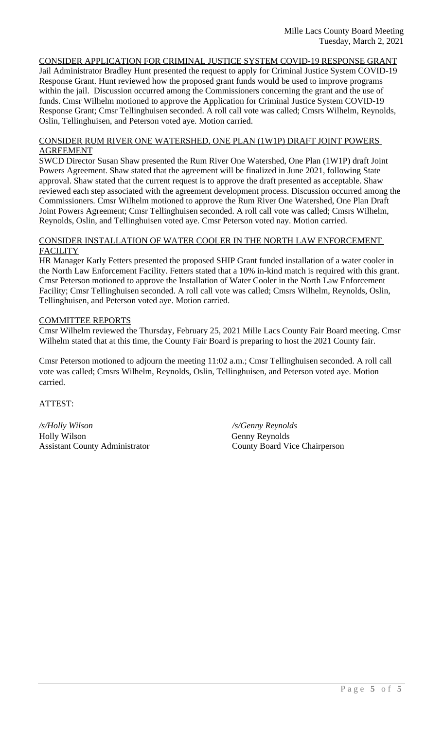CONSIDER APPLICATION FOR CRIMINAL JUSTICE SYSTEM COVID-19 RESPONSE GRANT

Jail Administrator Bradley Hunt presented the request to apply for Criminal Justice System COVID-19 Response Grant. Hunt reviewed how the proposed grant funds would be used to improve programs within the jail. Discussion occurred among the Commissioners concerning the grant and the use of funds. Cmsr Wilhelm motioned to approve the Application for Criminal Justice System COVID-19 Response Grant; Cmsr Tellinghuisen seconded. A roll call vote was called; Cmsrs Wilhelm, Reynolds, Oslin, Tellinghuisen, and Peterson voted aye. Motion carried.

CONSIDER RUM RIVER ONE WATERSHED, ONE PLAN (1W1P) DRAFT JOINT POWERS AGREEMENT

SWCD Director Susan Shaw presented the Rum River One Watershed, One Plan (1W1P) draft Joint Powers Agreement. Shaw stated that the agreement will be finalized in June 2021, following State approval. Shaw stated that the current request is to approve the draft presented as acceptable. Shaw reviewed each step associated with the agreement development process. Discussion occurred among the Commissioners. Cmsr Wilhelm motioned to approve the Rum River One Watershed, One Plan Draft Joint Powers Agreement; Cmsr Tellinghuisen seconded. A roll call vote was called; Cmsrs Wilhelm, Reynolds, Oslin, and Tellinghuisen voted aye. Cmsr Peterson voted nay. Motion carried.

CONSIDER INSTALLATION OF WATER COOLER IN THE NORTH LAW ENFORCEMENT FACILITY

HR Manager Karly Fetters presented the proposed SHIP Grant funded installation of a water cooler in the North Law Enforcement Facility. Fetters stated that a 10% in-kind match is required with this grant. Cmsr Peterson motioned to approve the Installation of Water Cooler in the North Law Enforcement Facility; Cmsr Tellinghuisen seconded. A roll call vote was called; Cmsrs Wilhelm, Reynolds, Oslin, Tellinghuisen, and Peterson voted aye. Motion carried.

COMMITTEE REPORTS

Cmsr Wilhelm reviewed the Thursday, February 25, 2021 Mille Lacs County Fair Board meeting. Cmsr Wilhelm stated that at this time, the County Fair Board is preparing to host the 2021 County fair.

Cmsr Peterson motioned to adjourn the meeting 11:02 a.m.; Cmsr Tellinghuisen seconded. A roll call vote was called; Cmsrs Wilhelm, Reynolds, Oslin, Tellinghuisen, and Peterson voted aye. Motion carried.

ATTEST:

*/s/Holly Wilson*
Holly Wilson
Assistant County Administrator

*/s/Genny Reynolds*
Genny Reynolds
County Board Vice Chairperson